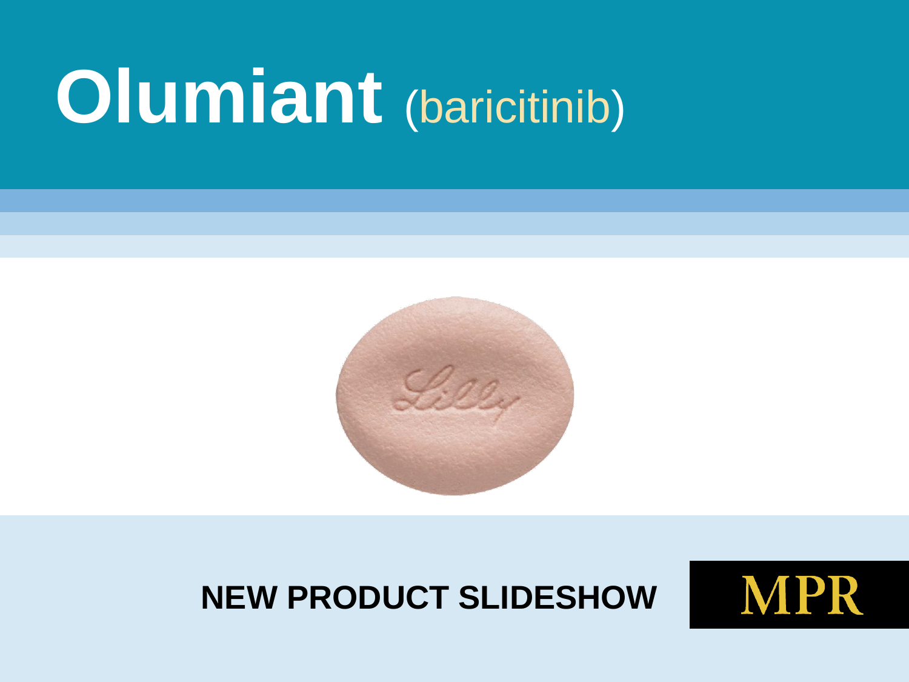# Olumiant (baricitinib)

**NEW PRODUCT SLIDESHOW**

MPR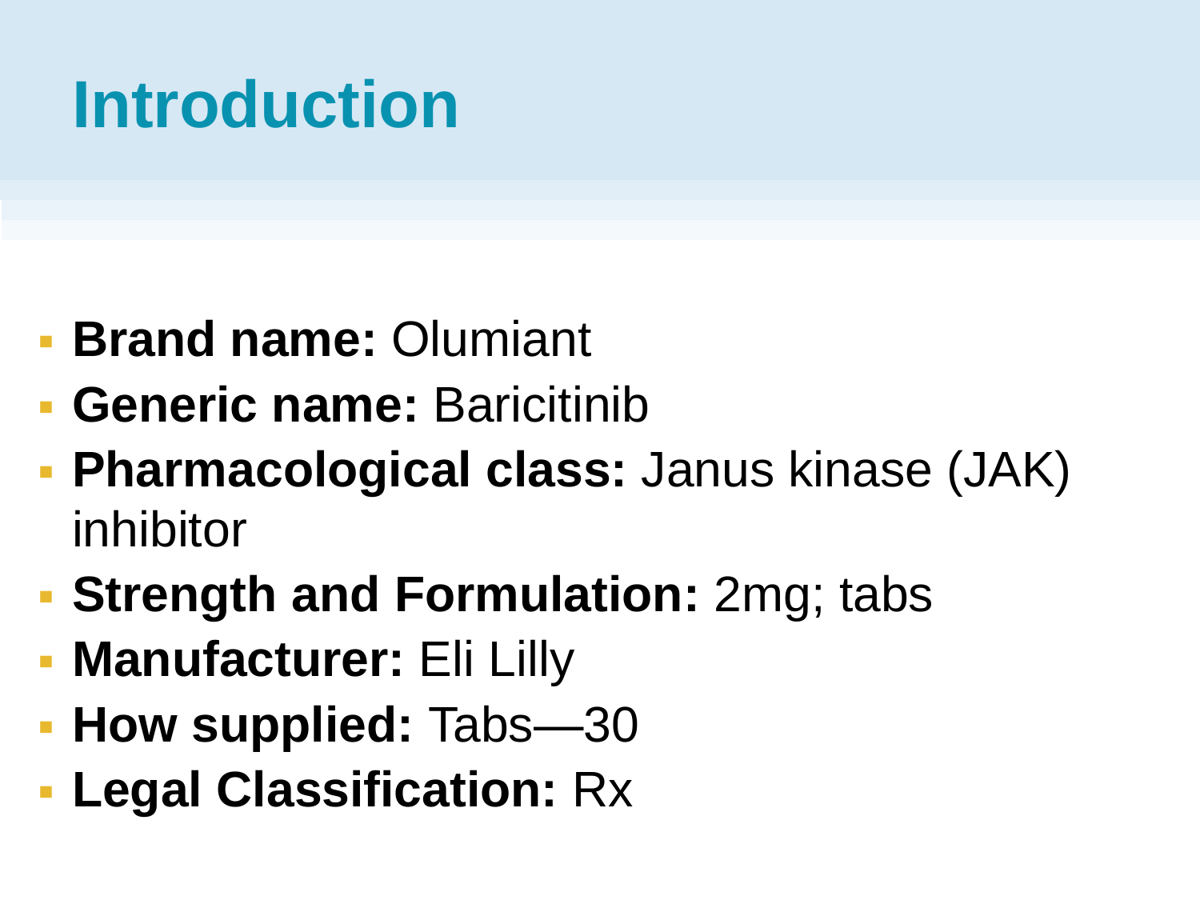# Introduction

- **Brand name:** Olumiant
- **Generic name:** Baricitinib
- **Pharmacological class:** Janus kinase (JAK) inhibitor
- **Strength and Formulation:** 2mg; tabs
- **Manufacturer:** Eli Lilly
- **How supplied:** Tabs—30
- **Legal Classification:** Rx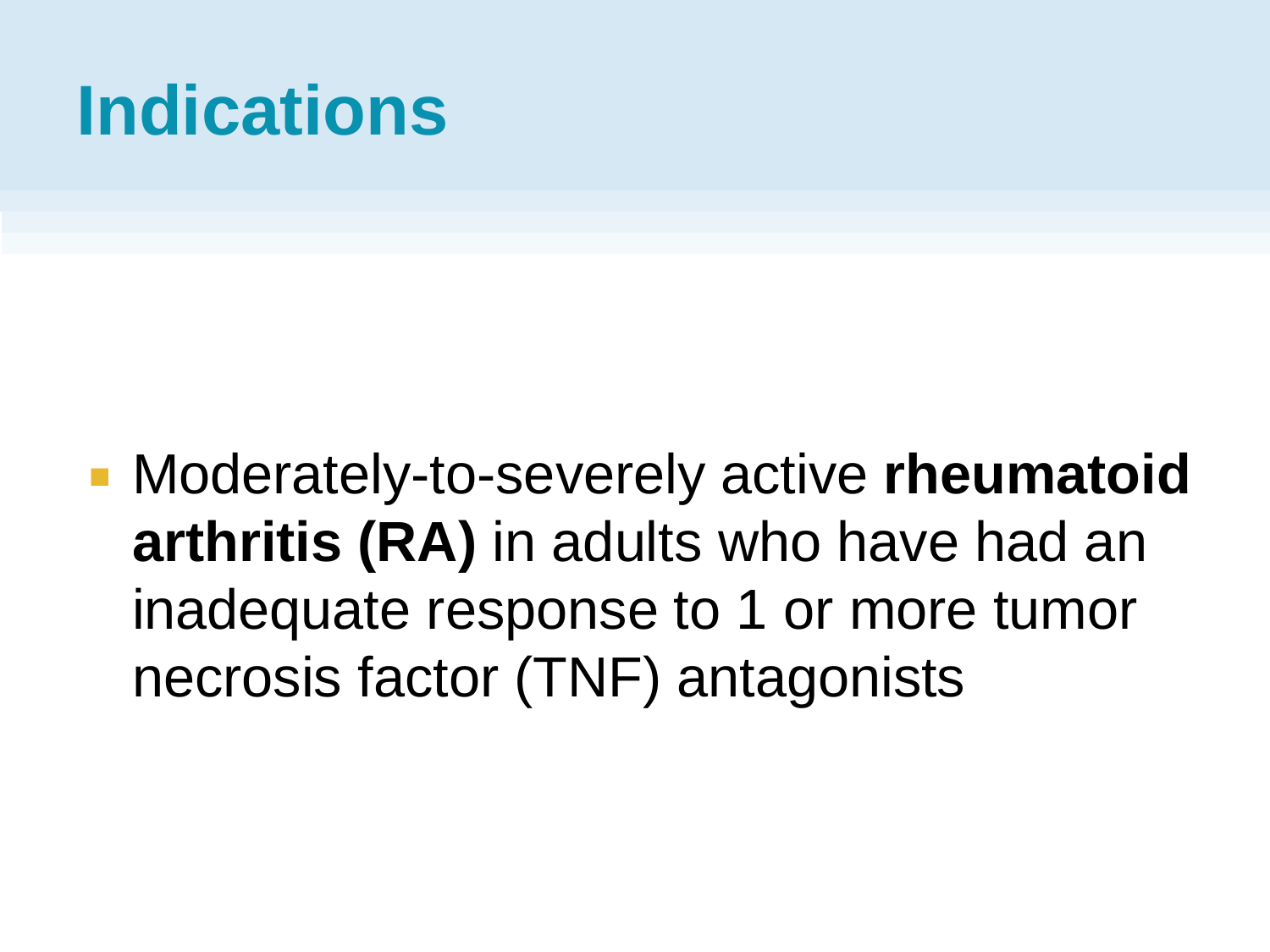# Indications

- Moderately-to-severely active **rheumatoid arthritis (RA)** in adults who have had an inadequate response to 1 or more tumor necrosis factor (TNF) antagonists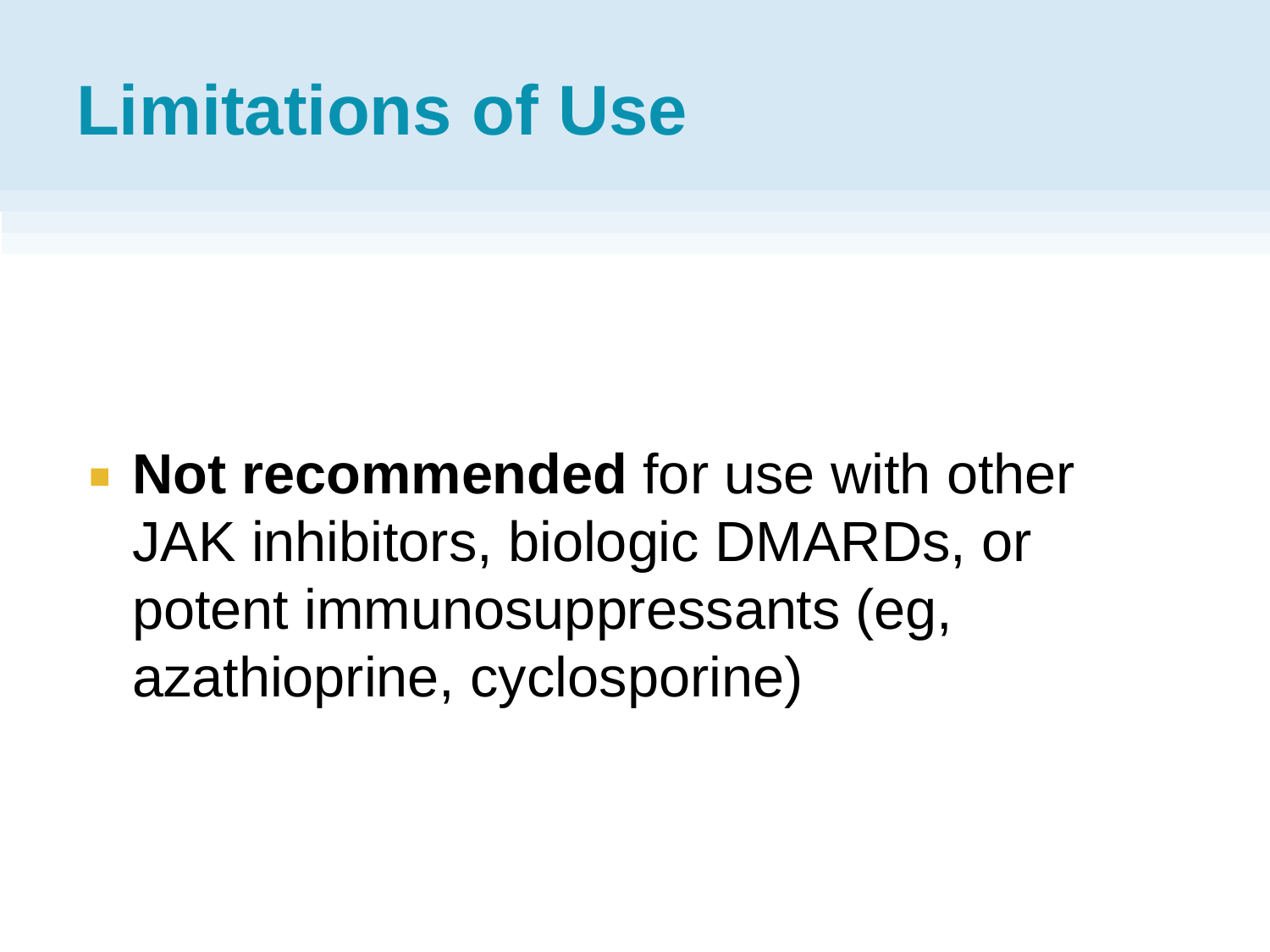# Limitations of Use

- **Not recommended** for use with other JAK inhibitors, biologic DMARDs, or potent immunosuppressants (eg, azathioprine, cyclosporine)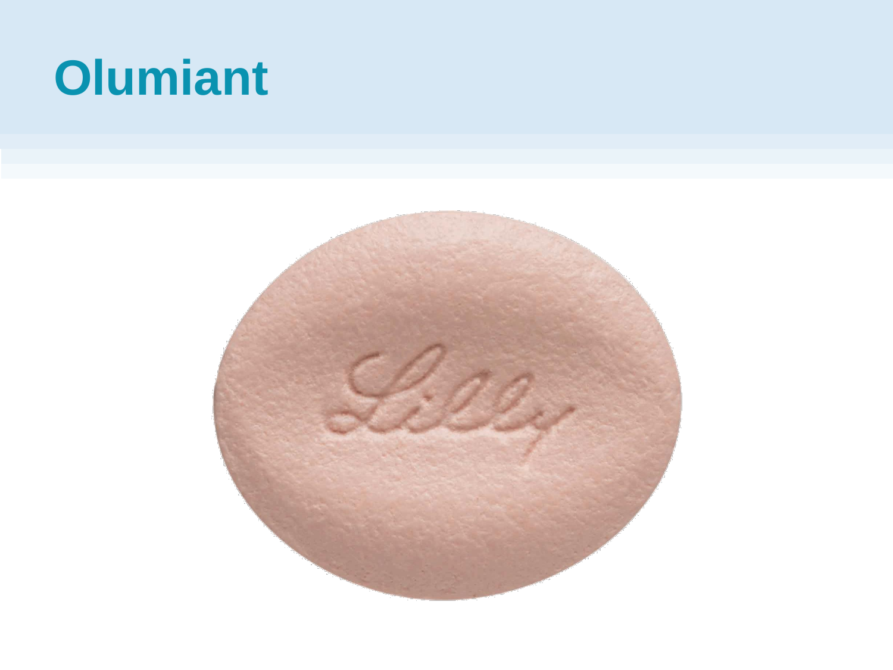# Olumiant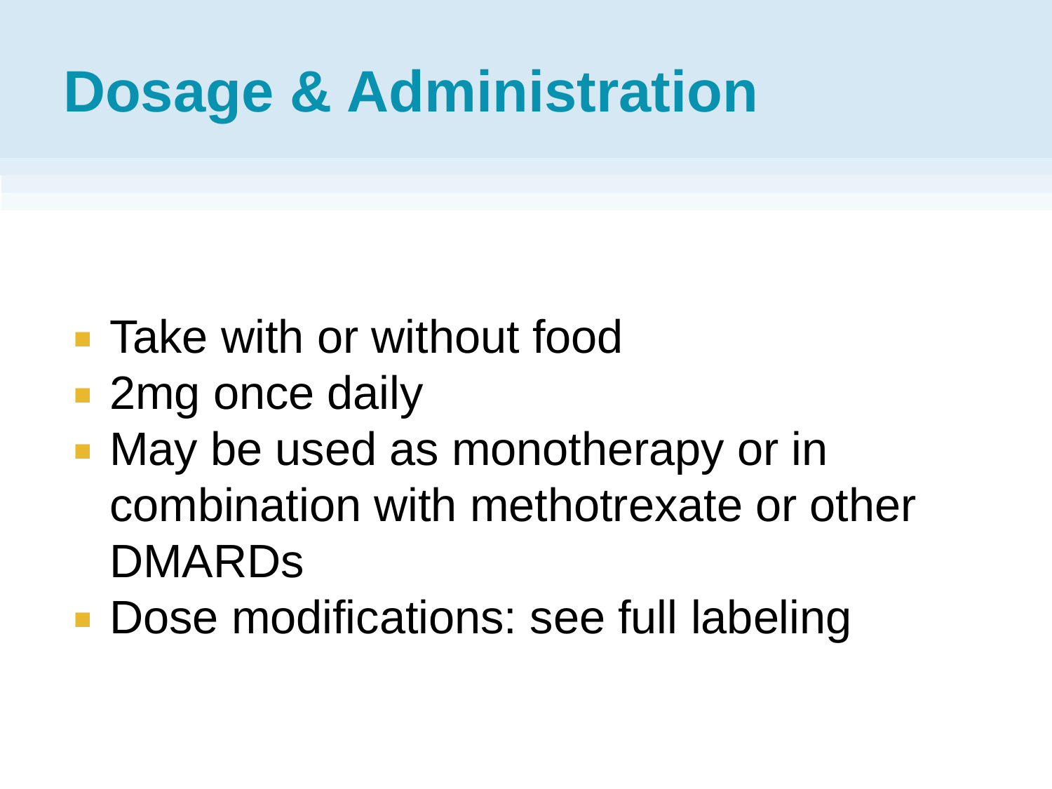# Dosage & Administration

- Take with or without food
- 2mg once daily
- May be used as monotherapy or in combination with methotrexate or other DMARDs
- Dose modifications: see full labeling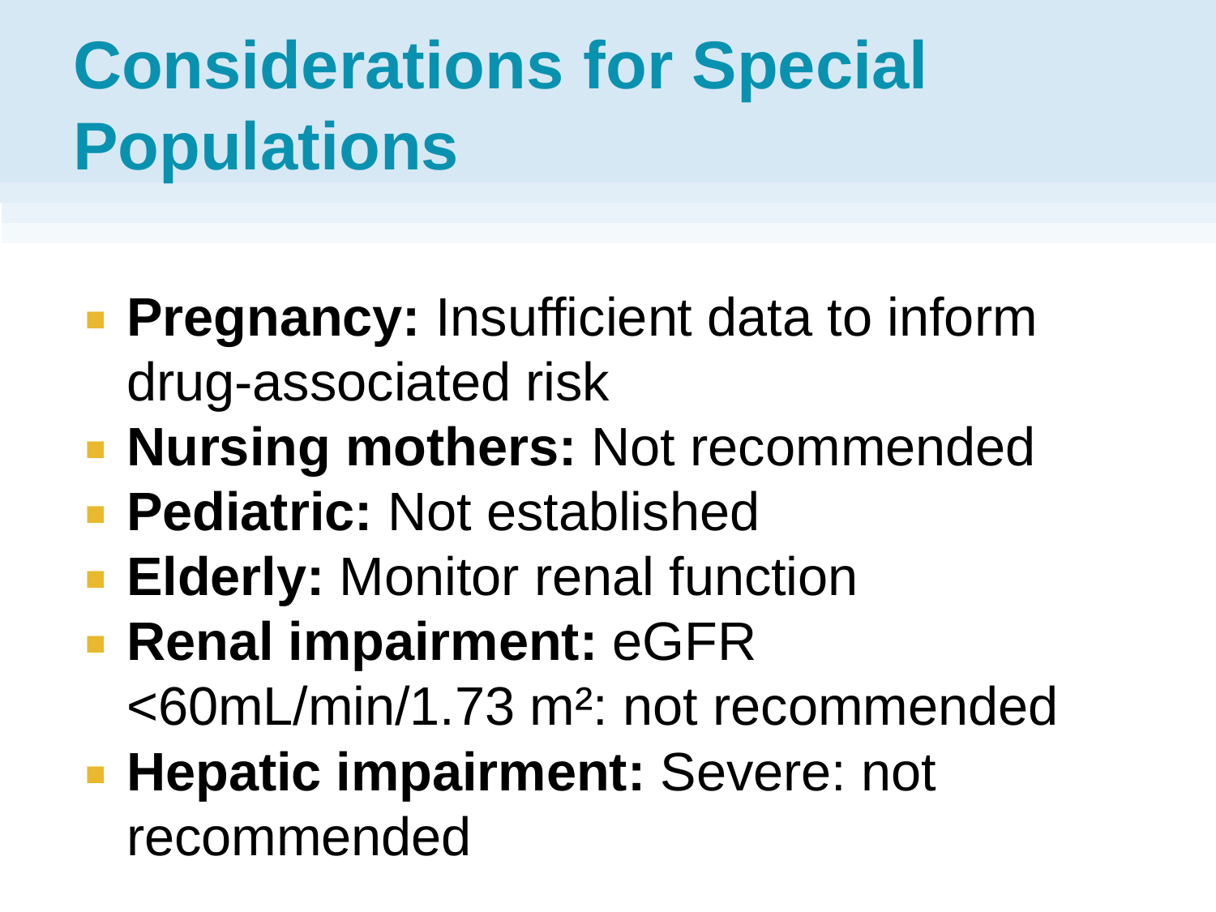# Considerations for Special Populations

- **Pregnancy:** Insufficient data to inform drug-associated risk
- **Nursing mothers:** Not recommended
- **Pediatric:** Not established
- **Elderly:** Monitor renal function
- **Renal impairment:** eGFR <60mL/min/1.73 $m^2$: not recommended
- **Hepatic impairment:** Severe: not recommended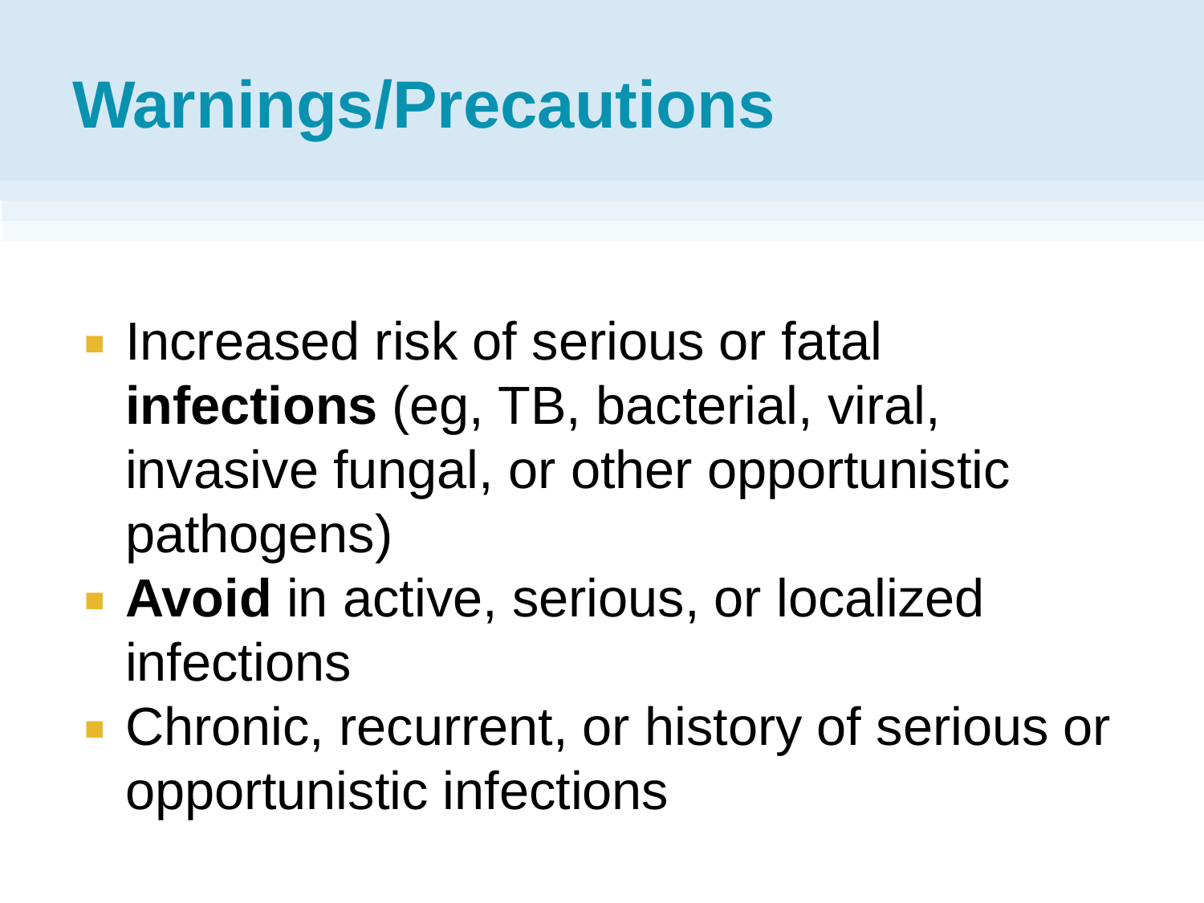# Warnings/Precautions

- Increased risk of serious or fatal **infections** (eg, TB, bacterial, viral, invasive fungal, or other opportunistic pathogens)
- **Avoid** in active, serious, or localized infections
- Chronic, recurrent, or history of serious or opportunistic infections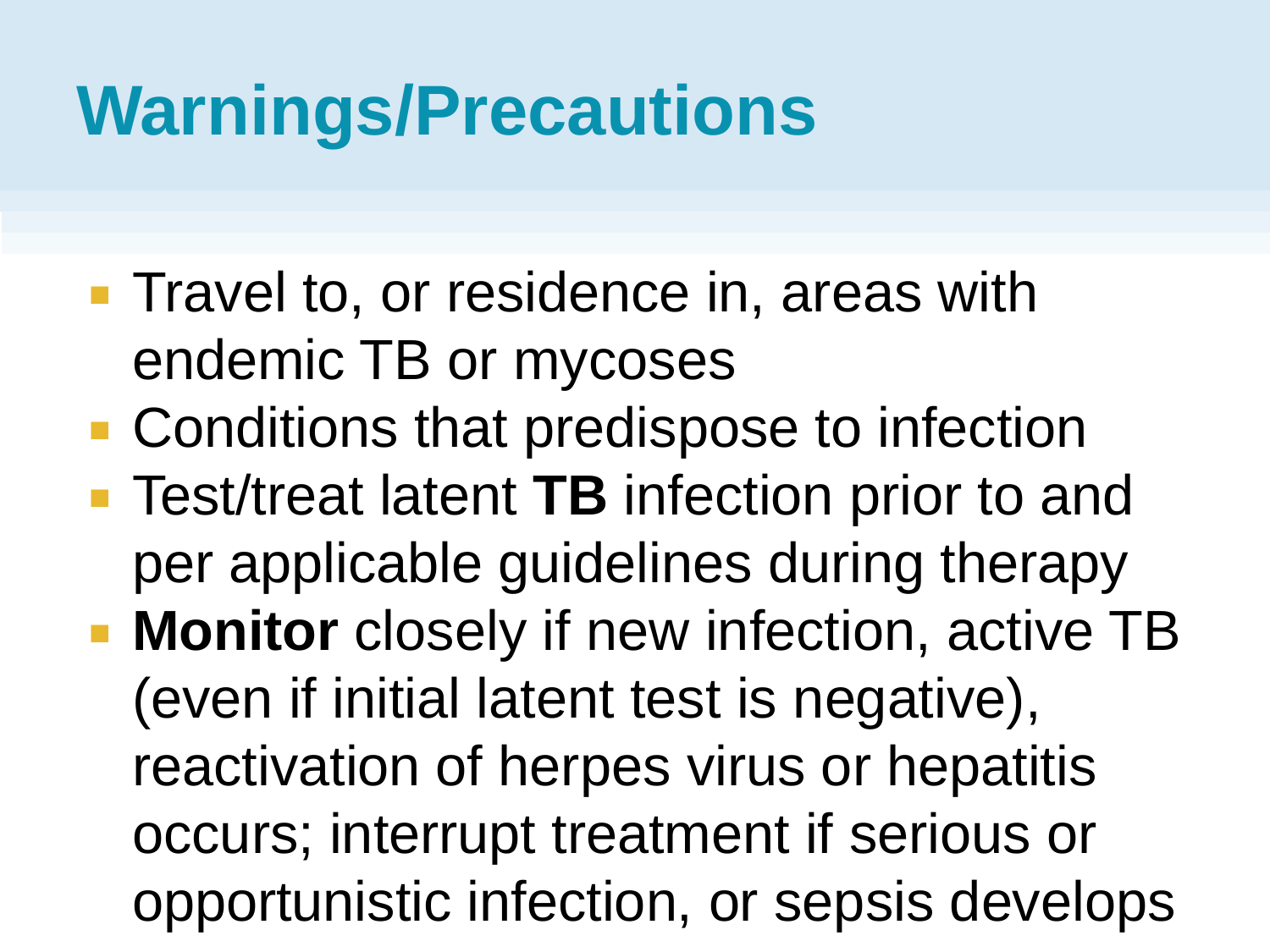# Warnings/Precautions

- Travel to, or residence in, areas with endemic TB or mycoses
- Conditions that predispose to infection
- Test/treat latent **TB** infection prior to and per applicable guidelines during therapy
- **Monitor** closely if new infection, active TB (even if initial latent test is negative), reactivation of herpes virus or hepatitis occurs; interrupt treatment if serious or opportunistic infection, or sepsis develops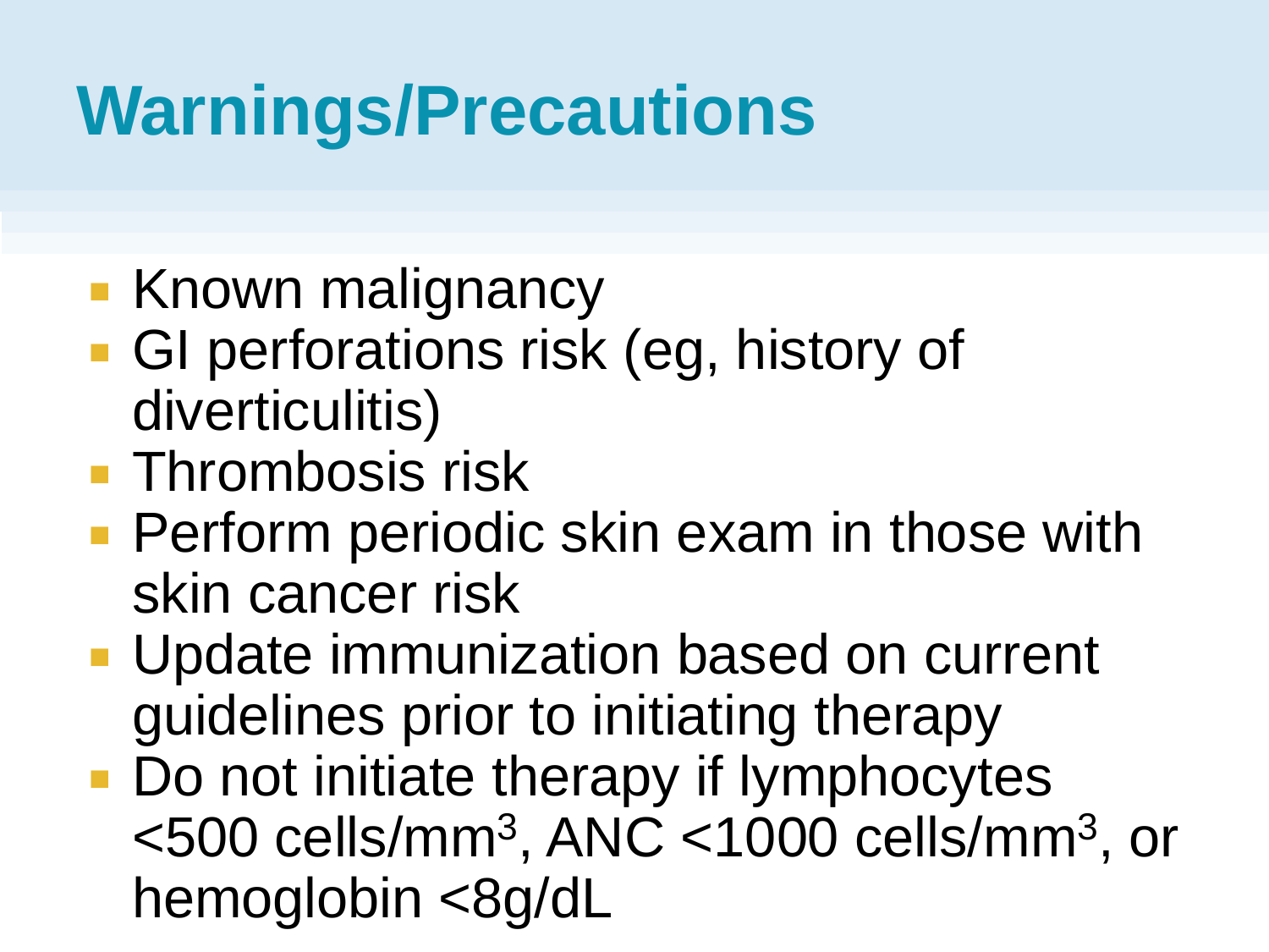# Warnings/Precautions

- Known malignancy
- GI perforations risk (eg, history of diverticulitis)
- Thrombosis risk
- Perform periodic skin exam in those with skin cancer risk
- Update immunization based on current guidelines prior to initiating therapy
- Do not initiate therapy if lymphocytes <500 cells/$mm^3$, ANC <1000 cells/$mm^3$, or hemoglobin <8g/dL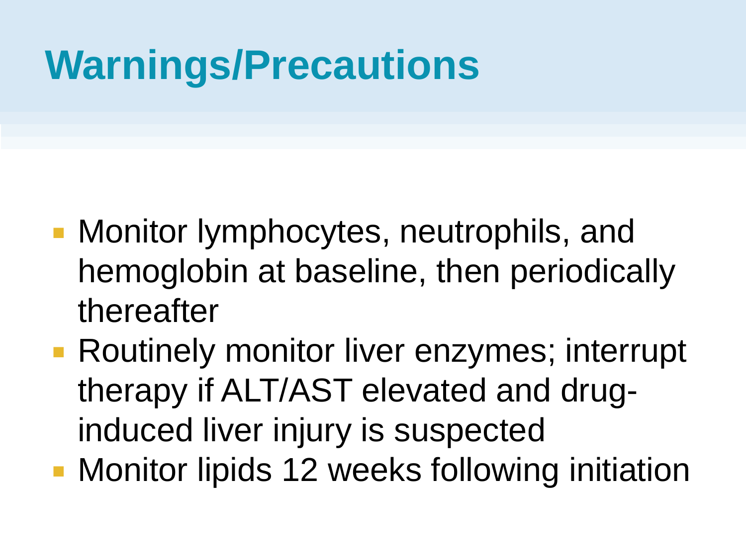# Warnings/Precautions

- Monitor lymphocytes, neutrophils, and hemoglobin at baseline, then periodically thereafter
- Routinely monitor liver enzymes; interrupt therapy if ALT/AST elevated and drug-induced liver injury is suspected
- Monitor lipids 12 weeks following initiation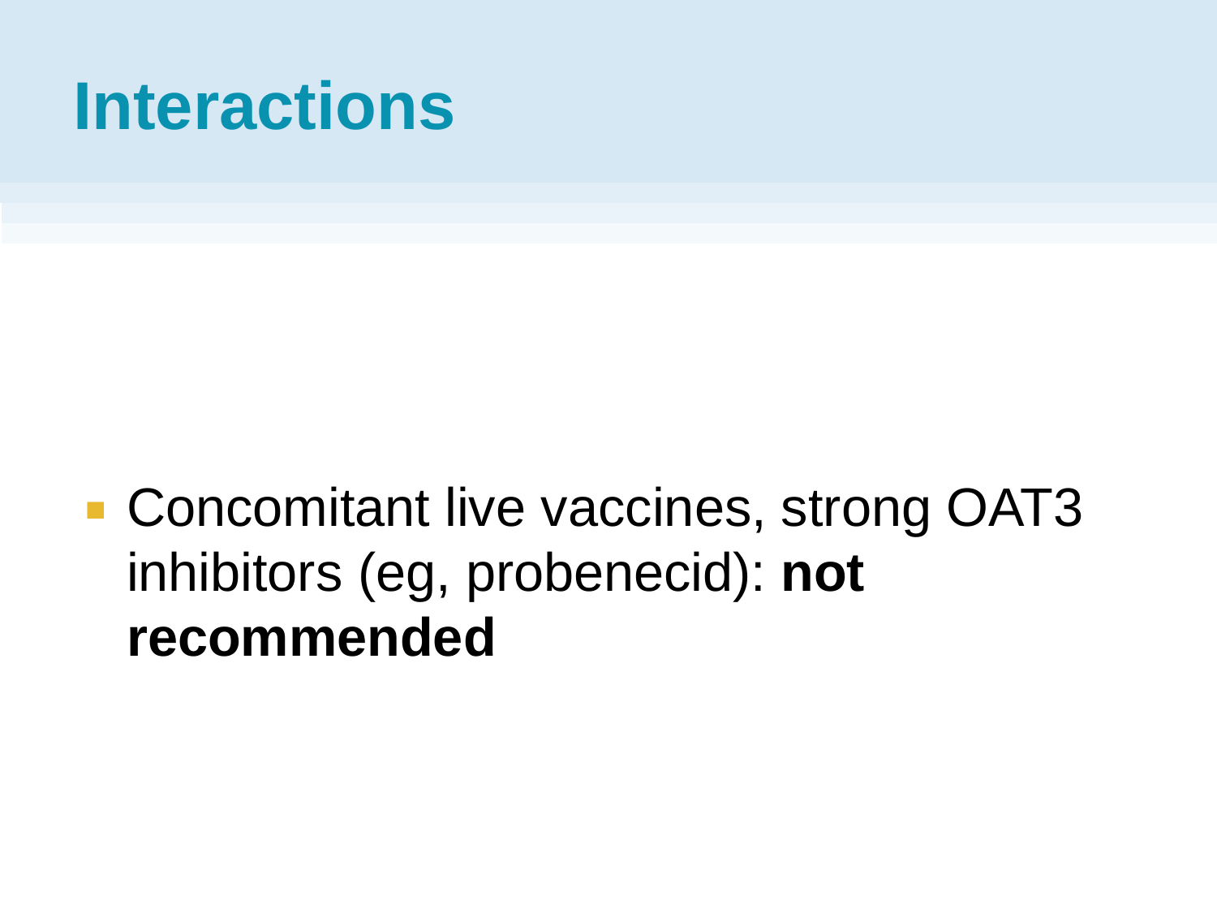# Interactions

- Concomitant live vaccines, strong OAT3 inhibitors (eg, probenecid): **not recommended**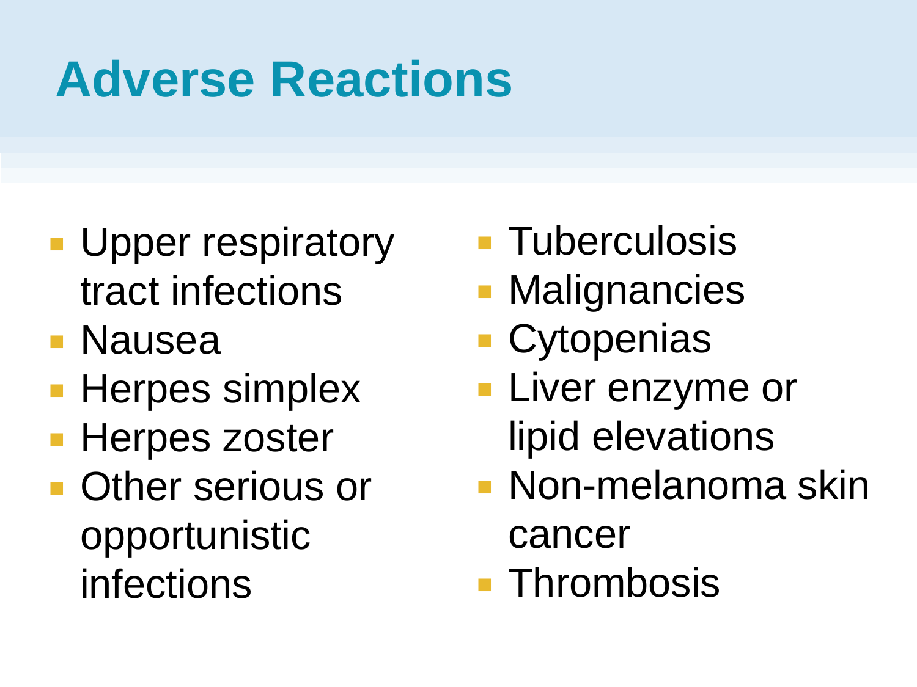# Adverse Reactions

- Upper respiratory tract infections
- Nausea
- Herpes simplex
- Herpes zoster
- Other serious or opportunistic infections
- Tuberculosis
- Malignancies
- Cytopenias
- Liver enzyme or lipid elevations
- Non-melanoma skin cancer
- Thrombosis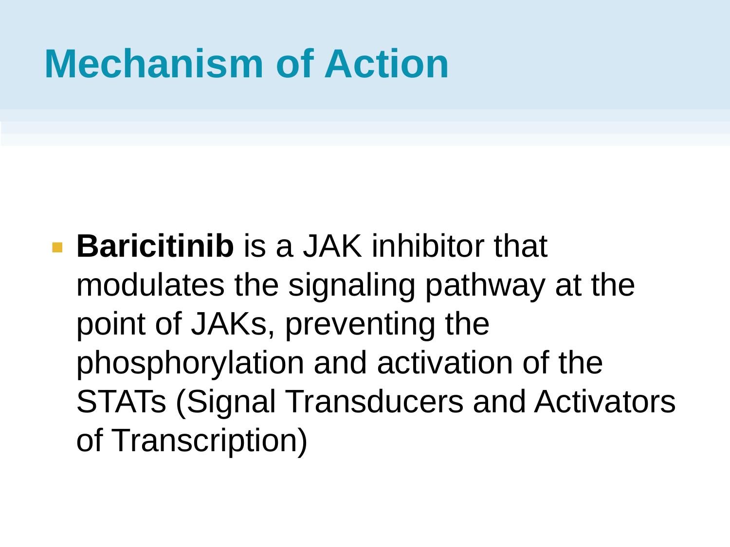# Mechanism of Action

- **Baricitinib** is a JAK inhibitor that modulates the signaling pathway at the point of JAKs, preventing the phosphorylation and activation of the STATs (Signal Transducers and Activators of Transcription)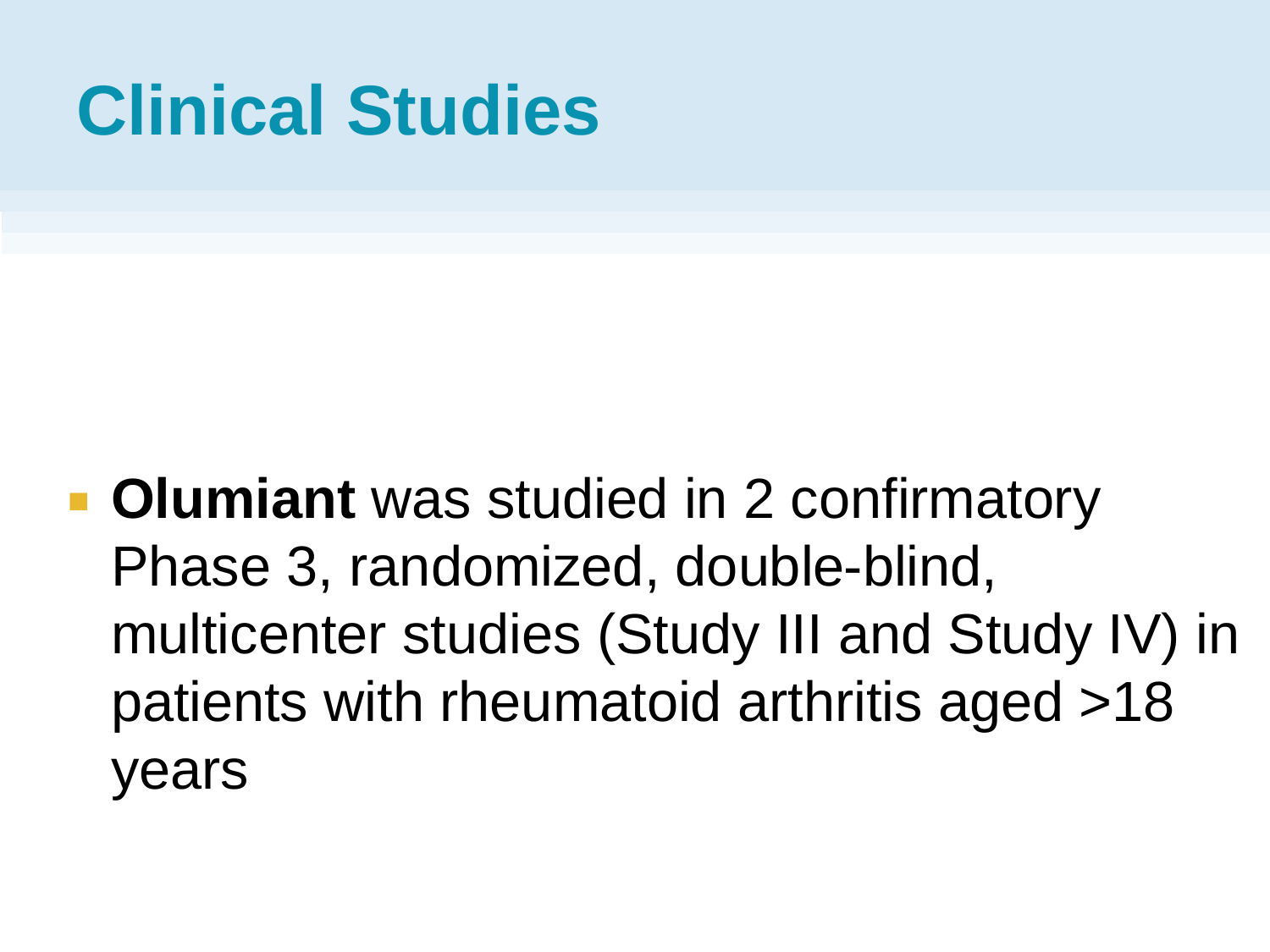# Clinical Studies

- **Olumiant** was studied in 2 confirmatory Phase 3, randomized, double-blind, multicenter studies (Study III and Study IV) in patients with rheumatoid arthritis aged >18 years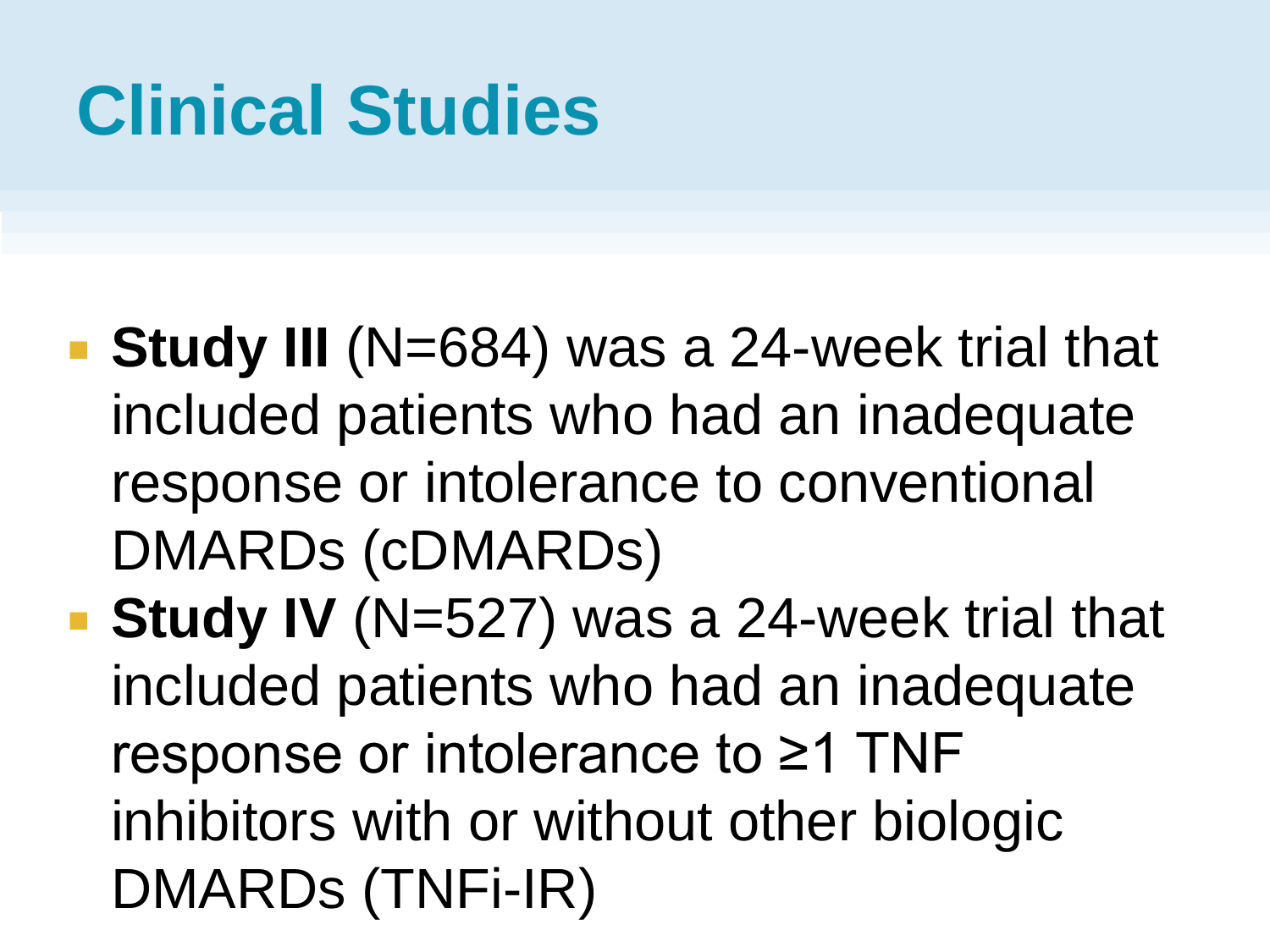# Clinical Studies

- **Study III** (N=684) was a 24-week trial that included patients who had an inadequate response or intolerance to conventional DMARDs (cDMARDs)
- **Study IV** (N=527) was a 24-week trial that included patients who had an inadequate response or intolerance to ≥1 TNF inhibitors with or without other biologic DMARDs (TNFi-IR)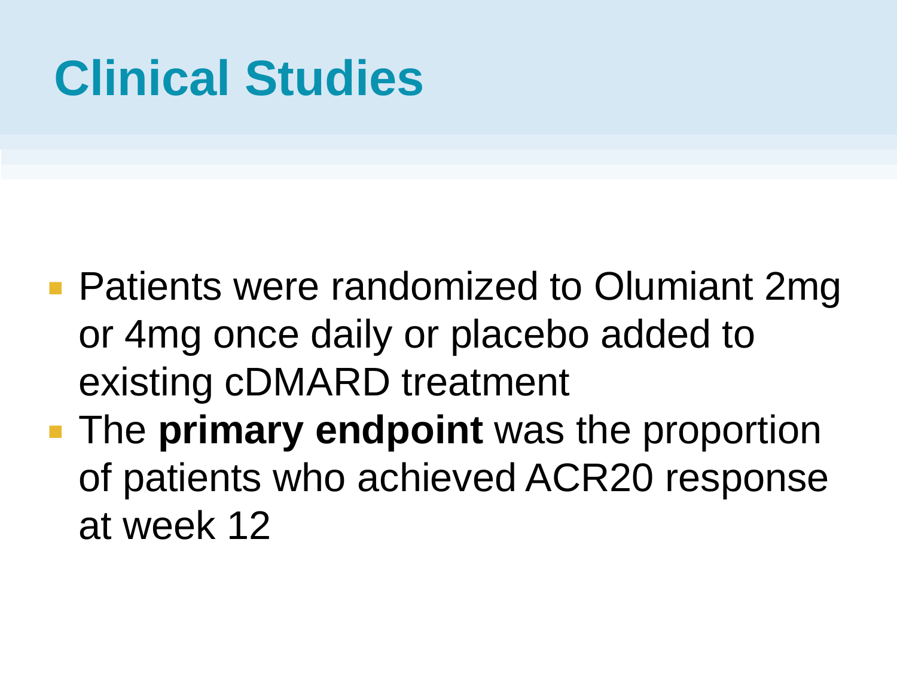# Clinical Studies

- Patients were randomized to Olumiant 2mg or 4mg once daily or placebo added to existing cDMARD treatment
- The **primary endpoint** was the proportion of patients who achieved ACR20 response at week 12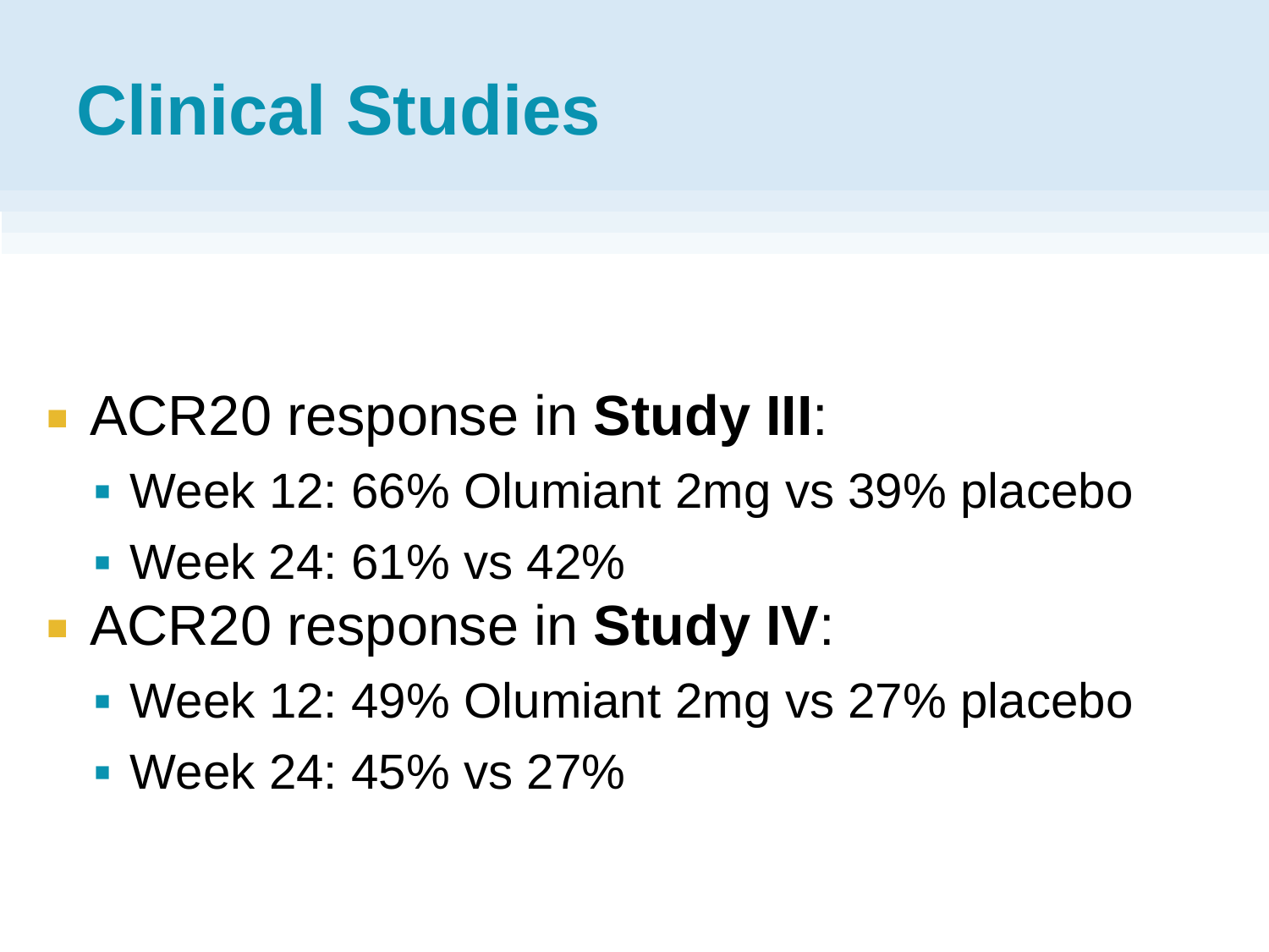# Clinical Studies

- ACR20 response in **Study III**:
  - Week 12: 66% Olumiant 2mg vs 39% placebo
  - Week 24: 61% vs 42%
- ACR20 response in **Study IV**:
  - Week 12: 49% Olumiant 2mg vs 27% placebo
  - Week 24: 45% vs 27%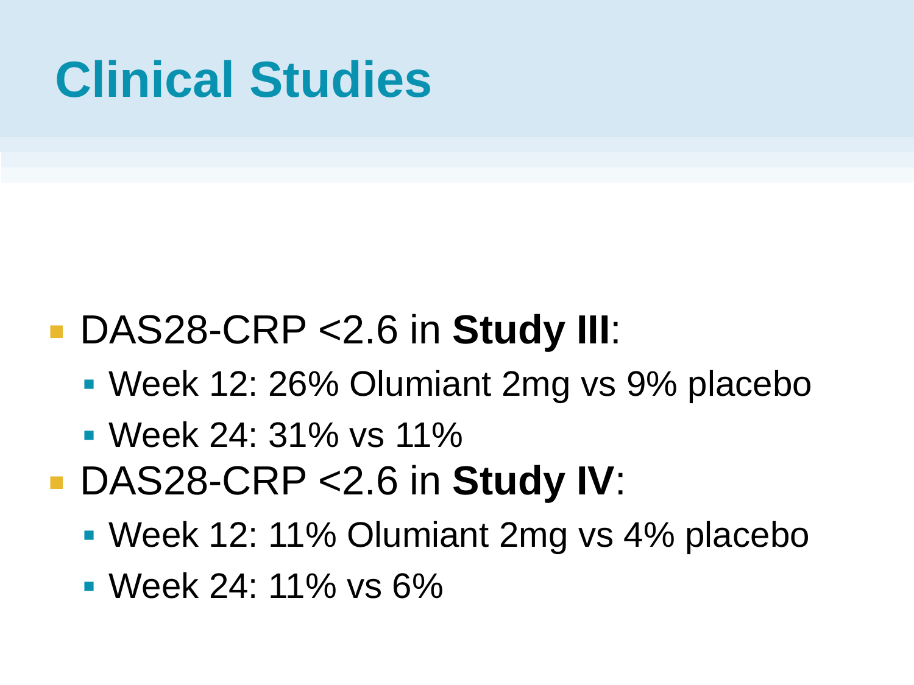# Clinical Studies

- DAS28-CRP <2.6 in **Study III**:
  - Week 12: 26% Olumiant 2mg vs 9% placebo
  - Week 24: 31% vs 11%
- DAS28-CRP <2.6 in **Study IV**:
  - Week 12: 11% Olumiant 2mg vs 4% placebo
  - Week 24: 11% vs 6%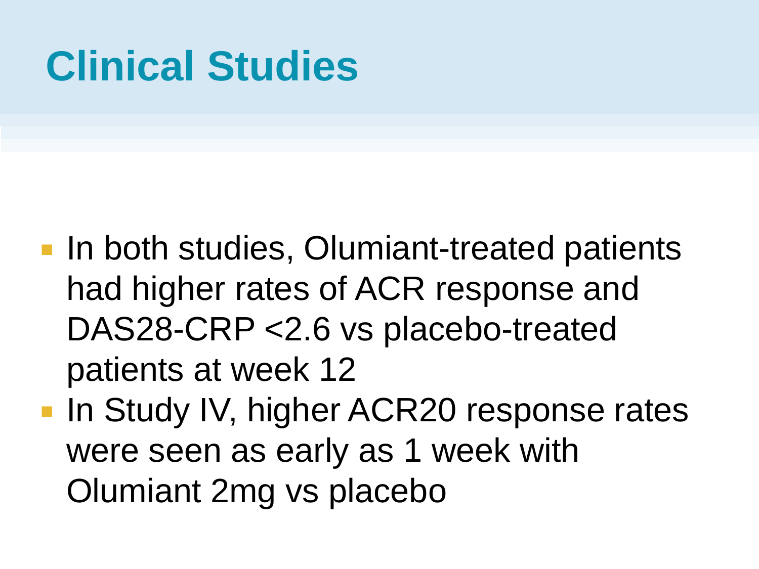# Clinical Studies

- In both studies, Olumiant-treated patients had higher rates of ACR response and DAS28-CRP <2.6 vs placebo-treated patients at week 12
- In Study IV, higher ACR20 response rates were seen as early as 1 week with Olumiant 2mg vs placebo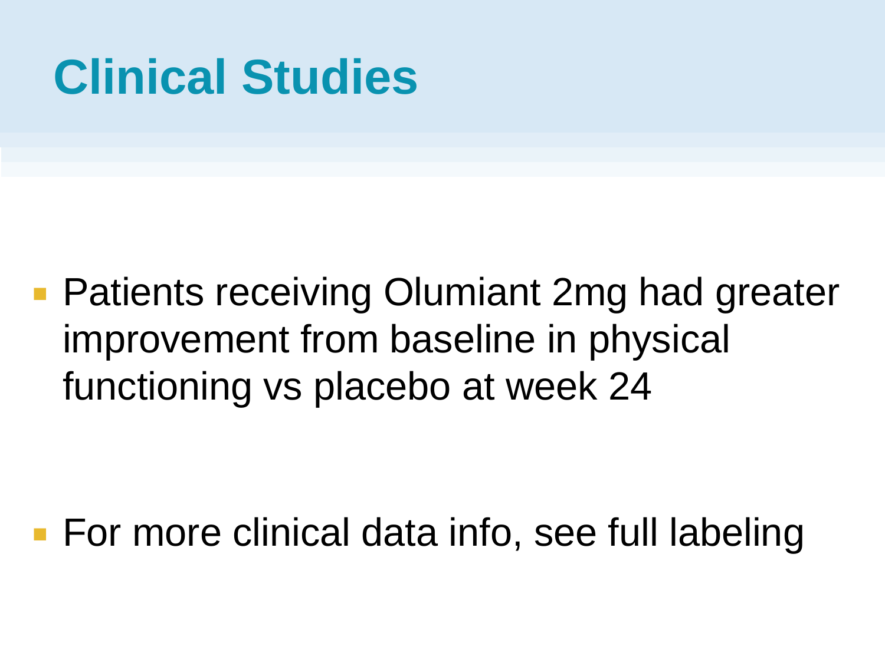# Clinical Studies

- Patients receiving Olumiant 2mg had greater improvement from baseline in physical functioning vs placebo at week 24

- For more clinical data info, see full labeling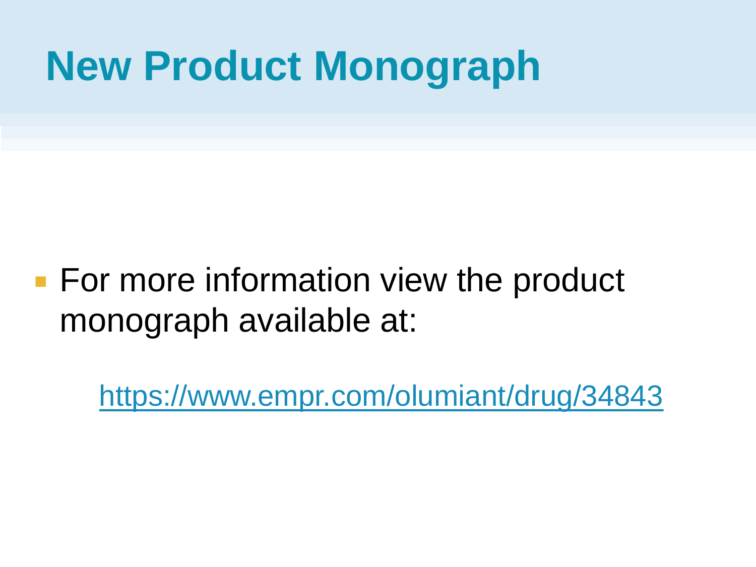# New Product Monograph

- For more information view the product monograph available at:

  https://www.empr.com/olumiant/drug/34843